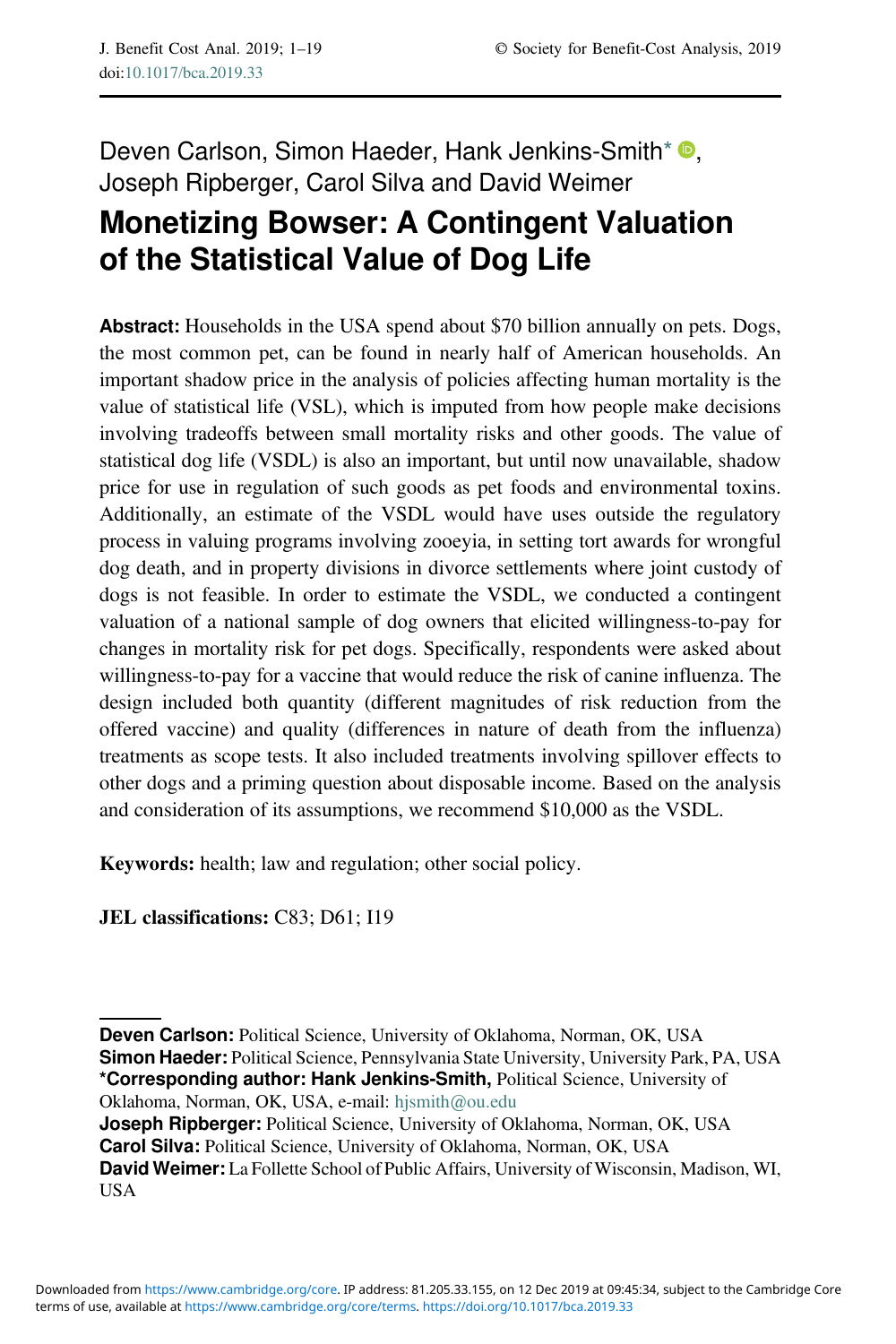Deven Carlson, Simon Haeder, Hank Jenkins-Smith*, Joseph Ripberger, Carol Silva and David Weimer

# Monetizing Bowser: A Contingent Valuation of the Statistical Value of Dog Life

**Abstract:** Households in the USA spend about $70 billion annually on pets. Dogs, the most common pet, can be found in nearly half of American households. An important shadow price in the analysis of policies affecting human mortality is the value of statistical life (VSL), which is imputed from how people make decisions involving tradeoffs between small mortality risks and other goods. The value of statistical dog life (VSDL) is also an important, but until now unavailable, shadow price for use in regulation of such goods as pet foods and environmental toxins. Additionally, an estimate of the VSDL would have uses outside the regulatory process in valuing programs involving zooeyia, in setting tort awards for wrongful dog death, and in property divisions in divorce settlements where joint custody of dogs is not feasible. In order to estimate the VSDL, we conducted a contingent valuation of a national sample of dog owners that elicited willingness-to-pay for changes in mortality risk for pet dogs. Specifically, respondents were asked about willingness-to-pay for a vaccine that would reduce the risk of canine influenza. The design included both quantity (different magnitudes of risk reduction from the offered vaccine) and quality (differences in nature of death from the influenza) treatments as scope tests. It also included treatments involving spillover effects to other dogs and a priming question about disposable income. Based on the analysis and consideration of its assumptions, we recommend $10,000 as the VSDL.

**Keywords:** health; law and regulation; other social policy.

**JEL classifications:** C83; D61; I19

---

**Deven Carlson:** Political Science, University of Oklahoma, Norman, OK, USA
**Simon Haeder:** Political Science, Pennsylvania State University, University Park, PA, USA
***Corresponding author: Hank Jenkins-Smith,** Political Science, University of Oklahoma, Norman, OK, USA, e-mail: hjsmith@ou.edu
**Joseph Ripberger:** Political Science, University of Oklahoma, Norman, OK, USA
**Carol Silva:** Political Science, University of Oklahoma, Norman, OK, USA
**David Weimer:** La Follette School of Public Affairs, University of Wisconsin, Madison, WI, USA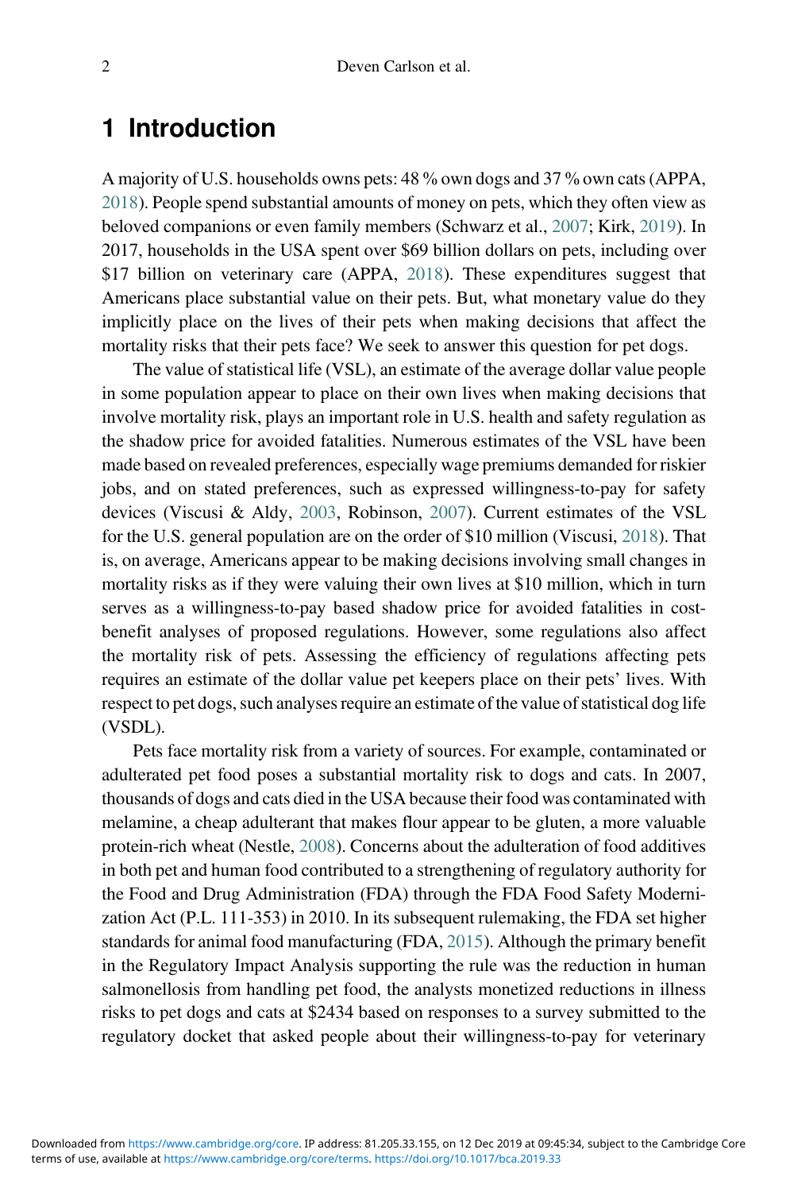# 1 Introduction

A majority of U.S. households owns pets: 48 % own dogs and 37 % own cats (APPA, 2018). People spend substantial amounts of money on pets, which they often view as beloved companions or even family members (Schwarz et al., 2007; Kirk, 2019). In 2017, households in the USA spent over $69 billion dollars on pets, including over $17 billion on veterinary care (APPA, 2018). These expenditures suggest that Americans place substantial value on their pets. But, what monetary value do they implicitly place on the lives of their pets when making decisions that affect the mortality risks that their pets face? We seek to answer this question for pet dogs.

The value of statistical life (VSL), an estimate of the average dollar value people in some population appear to place on their own lives when making decisions that involve mortality risk, plays an important role in U.S. health and safety regulation as the shadow price for avoided fatalities. Numerous estimates of the VSL have been made based on revealed preferences, especially wage premiums demanded for riskier jobs, and on stated preferences, such as expressed willingness-to-pay for safety devices (Viscusi & Aldy, 2003, Robinson, 2007). Current estimates of the VSL for the U.S. general population are on the order of $10 million (Viscusi, 2018). That is, on average, Americans appear to be making decisions involving small changes in mortality risks as if they were valuing their own lives at $10 million, which in turn serves as a willingness-to-pay based shadow price for avoided fatalities in cost-benefit analyses of proposed regulations. However, some regulations also affect the mortality risk of pets. Assessing the efficiency of regulations affecting pets requires an estimate of the dollar value pet keepers place on their pets' lives. With respect to pet dogs, such analyses require an estimate of the value of statistical dog life (VSDL).

Pets face mortality risk from a variety of sources. For example, contaminated or adulterated pet food poses a substantial mortality risk to dogs and cats. In 2007, thousands of dogs and cats died in the USA because their food was contaminated with melamine, a cheap adulterant that makes flour appear to be gluten, a more valuable protein-rich wheat (Nestle, 2008). Concerns about the adulteration of food additives in both pet and human food contributed to a strengthening of regulatory authority for the Food and Drug Administration (FDA) through the FDA Food Safety Modernization Act (P.L. 111-353) in 2010. In its subsequent rulemaking, the FDA set higher standards for animal food manufacturing (FDA, 2015). Although the primary benefit in the Regulatory Impact Analysis supporting the rule was the reduction in human salmonellosis from handling pet food, the analysts monetized reductions in illness risks to pet dogs and cats at $2434 based on responses to a survey submitted to the regulatory docket that asked people about their willingness-to-pay for veterinary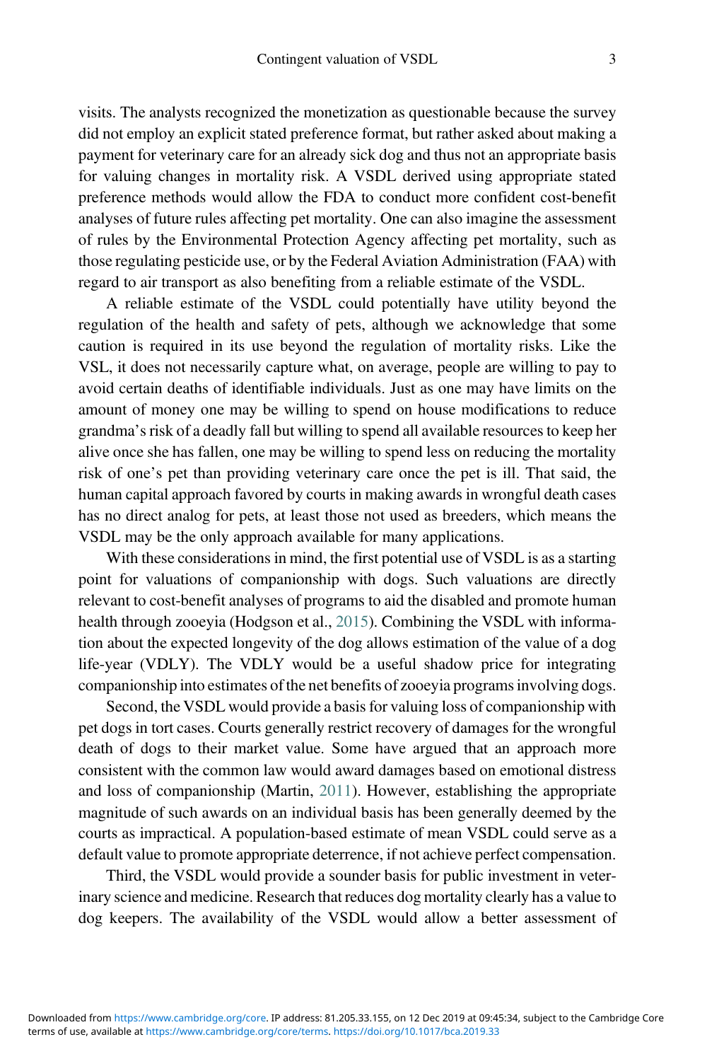visits. The analysts recognized the monetization as questionable because the survey did not employ an explicit stated preference format, but rather asked about making a payment for veterinary care for an already sick dog and thus not an appropriate basis for valuing changes in mortality risk. A VSDL derived using appropriate stated preference methods would allow the FDA to conduct more confident cost-benefit analyses of future rules affecting pet mortality. One can also imagine the assessment of rules by the Environmental Protection Agency affecting pet mortality, such as those regulating pesticide use, or by the Federal Aviation Administration (FAA) with regard to air transport as also benefiting from a reliable estimate of the VSDL.

A reliable estimate of the VSDL could potentially have utility beyond the regulation of the health and safety of pets, although we acknowledge that some caution is required in its use beyond the regulation of mortality risks. Like the VSL, it does not necessarily capture what, on average, people are willing to pay to avoid certain deaths of identifiable individuals. Just as one may have limits on the amount of money one may be willing to spend on house modifications to reduce grandma's risk of a deadly fall but willing to spend all available resources to keep her alive once she has fallen, one may be willing to spend less on reducing the mortality risk of one's pet than providing veterinary care once the pet is ill. That said, the human capital approach favored by courts in making awards in wrongful death cases has no direct analog for pets, at least those not used as breeders, which means the VSDL may be the only approach available for many applications.

With these considerations in mind, the first potential use of VSDL is as a starting point for valuations of companionship with dogs. Such valuations are directly relevant to cost-benefit analyses of programs to aid the disabled and promote human health through zooeyia (Hodgson et al., 2015). Combining the VSDL with information about the expected longevity of the dog allows estimation of the value of a dog life-year (VDLY). The VDLY would be a useful shadow price for integrating companionship into estimates of the net benefits of zooeyia programs involving dogs.

Second, the VSDL would provide a basis for valuing loss of companionship with pet dogs in tort cases. Courts generally restrict recovery of damages for the wrongful death of dogs to their market value. Some have argued that an approach more consistent with the common law would award damages based on emotional distress and loss of companionship (Martin, 2011). However, establishing the appropriate magnitude of such awards on an individual basis has been generally deemed by the courts as impractical. A population-based estimate of mean VSDL could serve as a default value to promote appropriate deterrence, if not achieve perfect compensation.

Third, the VSDL would provide a sounder basis for public investment in veterinary science and medicine. Research that reduces dog mortality clearly has a value to dog keepers. The availability of the VSDL would allow a better assessment of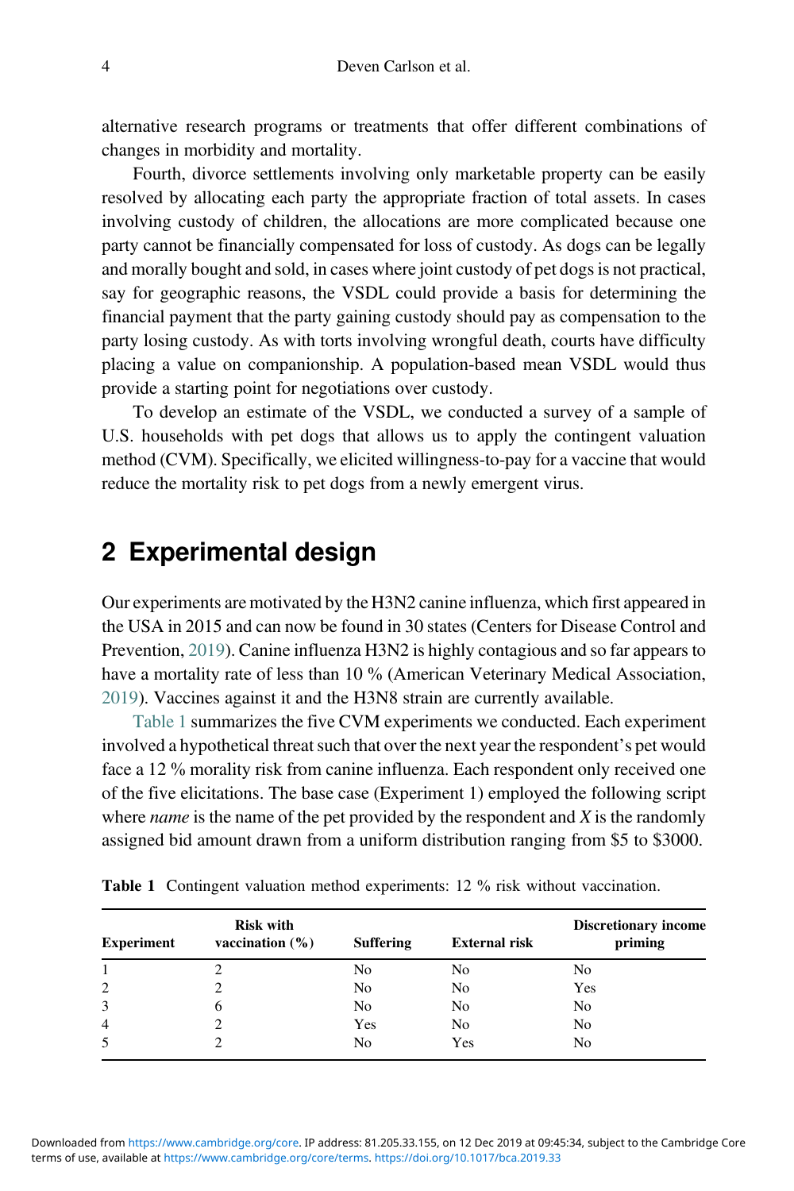alternative research programs or treatments that offer different combinations of changes in morbidity and mortality.

Fourth, divorce settlements involving only marketable property can be easily resolved by allocating each party the appropriate fraction of total assets. In cases involving custody of children, the allocations are more complicated because one party cannot be financially compensated for loss of custody. As dogs can be legally and morally bought and sold, in cases where joint custody of pet dogs is not practical, say for geographic reasons, the VSDL could provide a basis for determining the financial payment that the party gaining custody should pay as compensation to the party losing custody. As with torts involving wrongful death, courts have difficulty placing a value on companionship. A population-based mean VSDL would thus provide a starting point for negotiations over custody.

To develop an estimate of the VSDL, we conducted a survey of a sample of U.S. households with pet dogs that allows us to apply the contingent valuation method (CVM). Specifically, we elicited willingness-to-pay for a vaccine that would reduce the mortality risk to pet dogs from a newly emergent virus.

## 2 Experimental design

Our experiments are motivated by the H3N2 canine influenza, which first appeared in the USA in 2015 and can now be found in 30 states (Centers for Disease Control and Prevention, 2019). Canine influenza H3N2 is highly contagious and so far appears to have a mortality rate of less than 10 % (American Veterinary Medical Association, 2019). Vaccines against it and the H3N8 strain are currently available.

Table 1 summarizes the five CVM experiments we conducted. Each experiment involved a hypothetical threat such that over the next year the respondent's pet would face a 12 % morality risk from canine influenza. Each respondent only received one of the five elicitations. The base case (Experiment 1) employed the following script where *name* is the name of the pet provided by the respondent and *X* is the randomly assigned bid amount drawn from a uniform distribution ranging from \$5 to \$3000.

**Table 1** Contingent valuation method experiments: 12 % risk without vaccination.

| Experiment | Risk with vaccination (%) | Suffering | External risk | Discretionary income priming |
|---|---|---|---|---|
| 1 | 2 | No | No | No |
| 2 | 2 | No | No | Yes |
| 3 | 6 | No | No | No |
| 4 | 2 | Yes | No | No |
| 5 | 2 | No | Yes | No |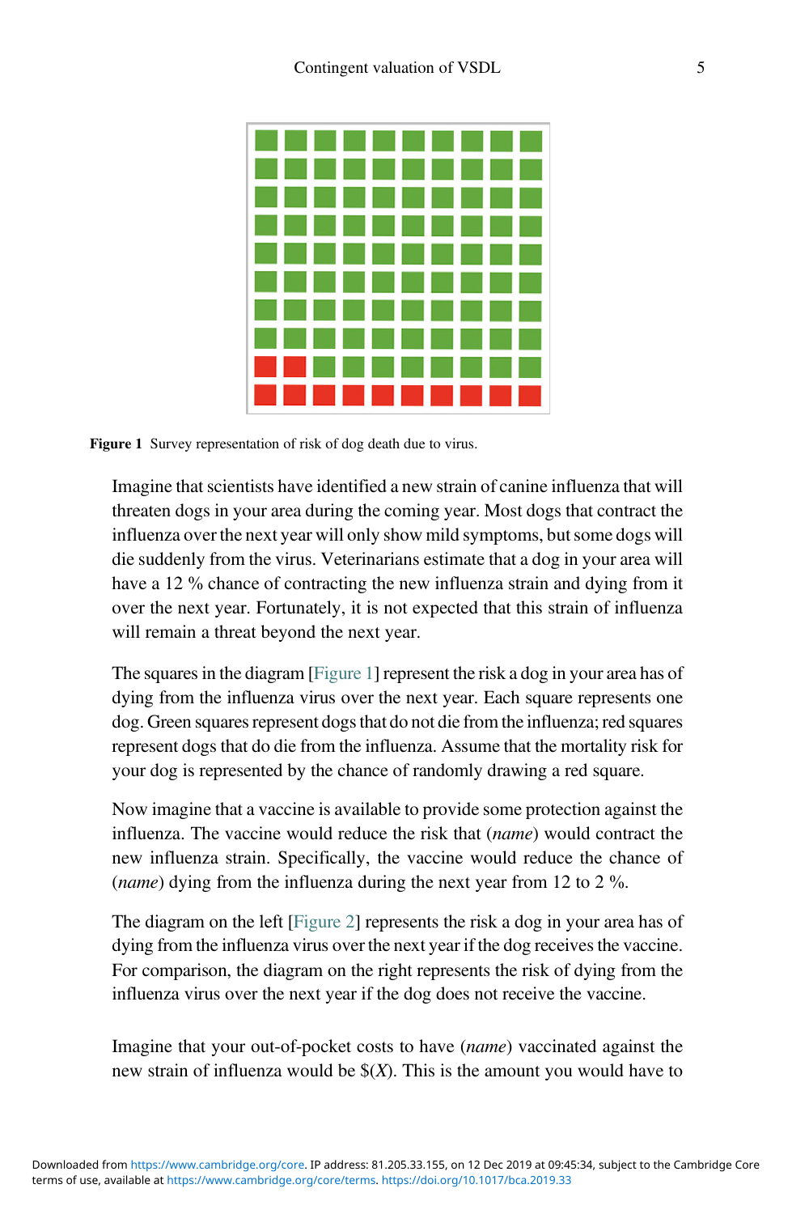Figure 1 Survey representation of risk of dog death due to virus.

Imagine that scientists have identified a new strain of canine influenza that will threaten dogs in your area during the coming year. Most dogs that contract the influenza over the next year will only show mild symptoms, but some dogs will die suddenly from the virus. Veterinarians estimate that a dog in your area will have a 12 % chance of contracting the new influenza strain and dying from it over the next year. Fortunately, it is not expected that this strain of influenza will remain a threat beyond the next year.

The squares in the diagram [Figure 1] represent the risk a dog in your area has of dying from the influenza virus over the next year. Each square represents one dog. Green squares represent dogs that do not die from the influenza; red squares represent dogs that do die from the influenza. Assume that the mortality risk for your dog is represented by the chance of randomly drawing a red square.

Now imagine that a vaccine is available to provide some protection against the influenza. The vaccine would reduce the risk that (*name*) would contract the new influenza strain. Specifically, the vaccine would reduce the chance of (*name*) dying from the influenza during the next year from 12 to 2 %.

The diagram on the left [Figure 2] represents the risk a dog in your area has of dying from the influenza virus over the next year if the dog receives the vaccine. For comparison, the diagram on the right represents the risk of dying from the influenza virus over the next year if the dog does not receive the vaccine.

Imagine that your out-of-pocket costs to have (*name*) vaccinated against the new strain of influenza would be $(*X*). This is the amount you would have to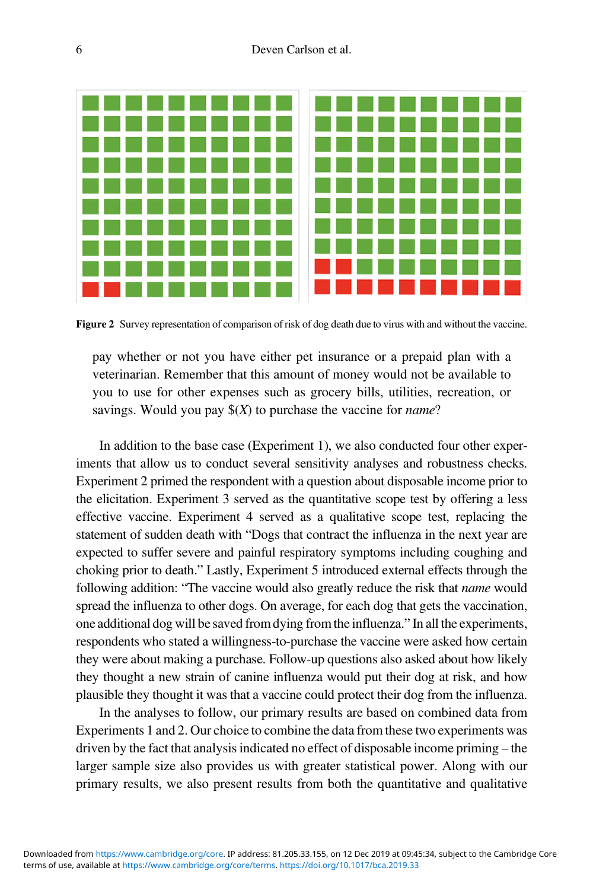Figure 2 Survey representation of comparison of risk of dog death due to virus with and without the vaccine.

pay whether or not you have either pet insurance or a prepaid plan with a veterinarian. Remember that this amount of money would not be available to you to use for other expenses such as grocery bills, utilities, recreation, or savings. Would you pay $($X$) to purchase the vaccine for *name*?

In addition to the base case (Experiment 1), we also conducted four other experiments that allow us to conduct several sensitivity analyses and robustness checks. Experiment 2 primed the respondent with a question about disposable income prior to the elicitation. Experiment 3 served as the quantitative scope test by offering a less effective vaccine. Experiment 4 served as a qualitative scope test, replacing the statement of sudden death with "Dogs that contract the influenza in the next year are expected to suffer severe and painful respiratory symptoms including coughing and choking prior to death." Lastly, Experiment 5 introduced external effects through the following addition: "The vaccine would also greatly reduce the risk that *name* would spread the influenza to other dogs. On average, for each dog that gets the vaccination, one additional dog will be saved from dying from the influenza." In all the experiments, respondents who stated a willingness-to-purchase the vaccine were asked how certain they were about making a purchase. Follow-up questions also asked about how likely they thought a new strain of canine influenza would put their dog at risk, and how plausible they thought it was that a vaccine could protect their dog from the influenza.

In the analyses to follow, our primary results are based on combined data from Experiments 1 and 2. Our choice to combine the data from these two experiments was driven by the fact that analysis indicated no effect of disposable income priming – the larger sample size also provides us with greater statistical power. Along with our primary results, we also present results from both the quantitative and qualitative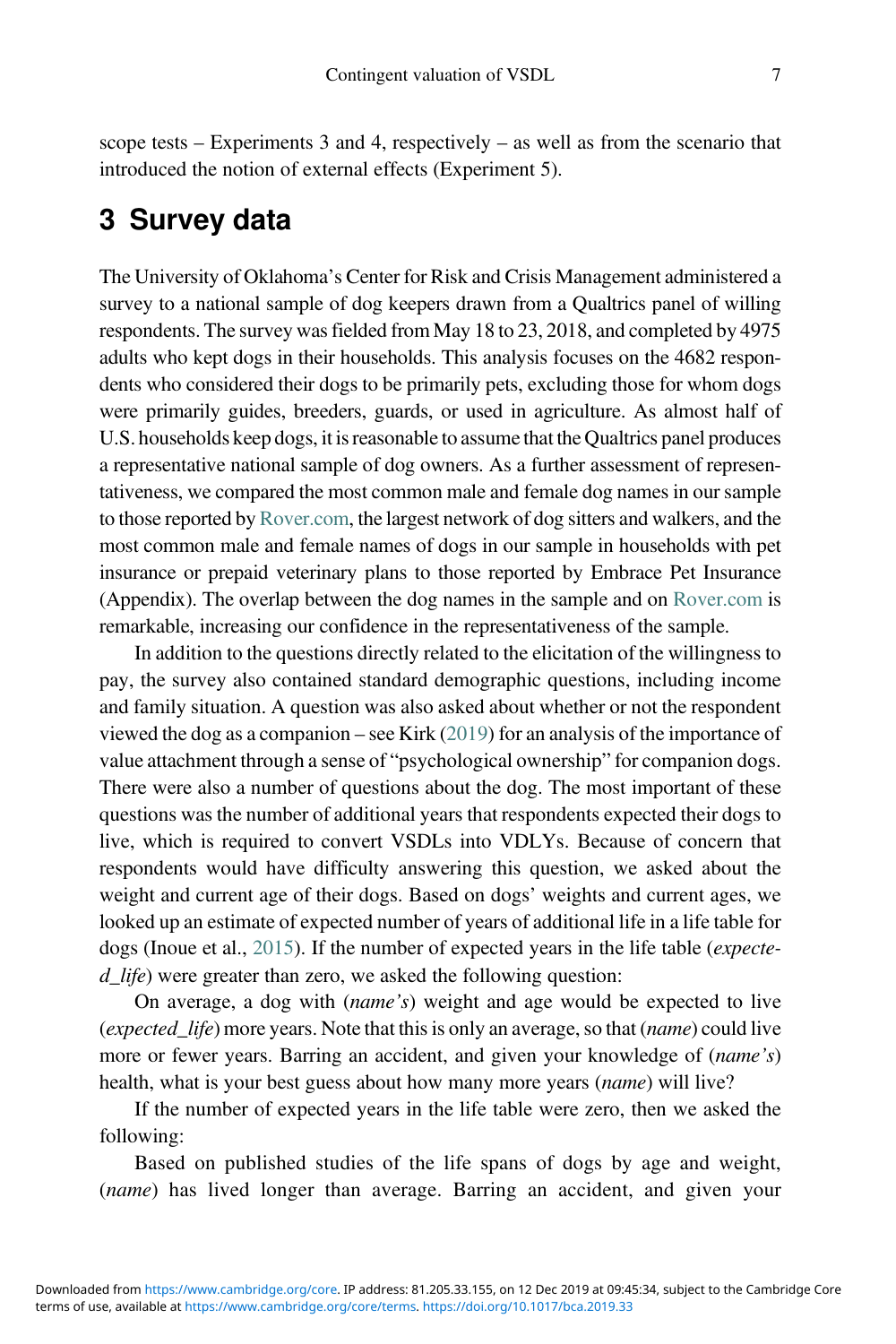scope tests – Experiments 3 and 4, respectively – as well as from the scenario that introduced the notion of external effects (Experiment 5).

## 3 Survey data

The University of Oklahoma's Center for Risk and Crisis Management administered a survey to a national sample of dog keepers drawn from a Qualtrics panel of willing respondents. The survey was fielded from May 18 to 23, 2018, and completed by 4975 adults who kept dogs in their households. This analysis focuses on the 4682 respondents who considered their dogs to be primarily pets, excluding those for whom dogs were primarily guides, breeders, guards, or used in agriculture. As almost half of U.S. households keep dogs, it is reasonable to assume that the Qualtrics panel produces a representative national sample of dog owners. As a further assessment of representativeness, we compared the most common male and female dog names in our sample to those reported by Rover.com, the largest network of dog sitters and walkers, and the most common male and female names of dogs in our sample in households with pet insurance or prepaid veterinary plans to those reported by Embrace Pet Insurance (Appendix). The overlap between the dog names in the sample and on Rover.com is remarkable, increasing our confidence in the representativeness of the sample.

In addition to the questions directly related to the elicitation of the willingness to pay, the survey also contained standard demographic questions, including income and family situation. A question was also asked about whether or not the respondent viewed the dog as a companion – see Kirk (2019) for an analysis of the importance of value attachment through a sense of "psychological ownership" for companion dogs. There were also a number of questions about the dog. The most important of these questions was the number of additional years that respondents expected their dogs to live, which is required to convert VSDLs into VDLYs. Because of concern that respondents would have difficulty answering this question, we asked about the weight and current age of their dogs. Based on dogs' weights and current ages, we looked up an estimate of expected number of years of additional life in a life table for dogs (Inoue et al., 2015). If the number of expected years in the life table (*expected_life*) were greater than zero, we asked the following question:

On average, a dog with (*name's*) weight and age would be expected to live (*expected_life*) more years. Note that this is only an average, so that (*name*) could live more or fewer years. Barring an accident, and given your knowledge of (*name's*) health, what is your best guess about how many more years (*name*) will live?

If the number of expected years in the life table were zero, then we asked the following:

Based on published studies of the life spans of dogs by age and weight, (*name*) has lived longer than average. Barring an accident, and given your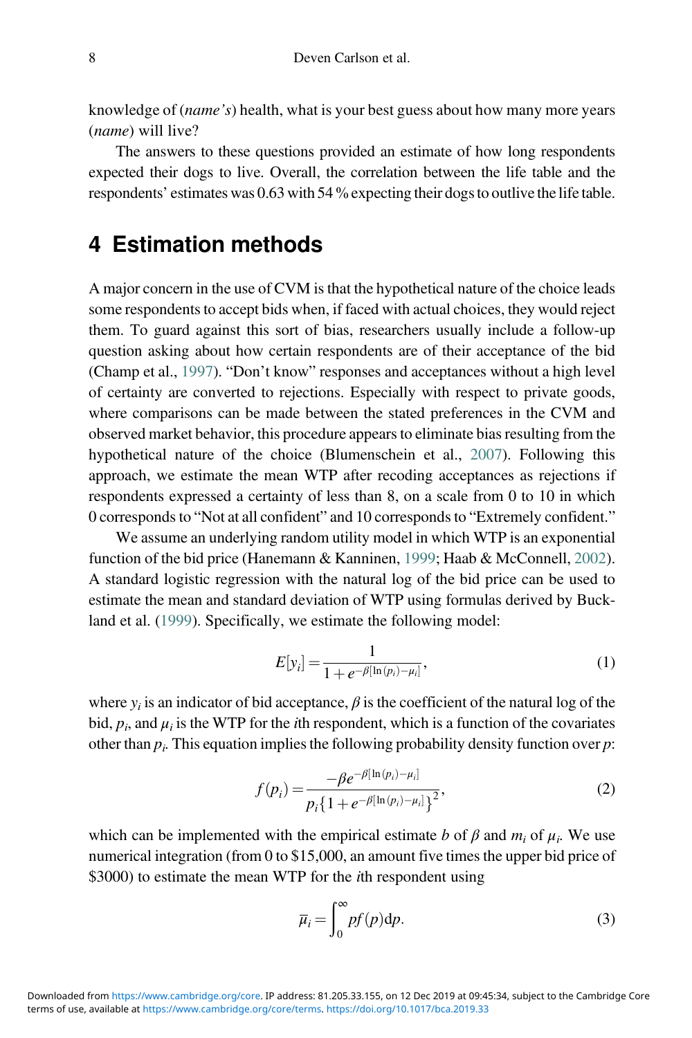knowledge of (*name's*) health, what is your best guess about how many more years (*name*) will live?

The answers to these questions provided an estimate of how long respondents expected their dogs to live. Overall, the correlation between the life table and the respondents' estimates was 0.63 with 54 % expecting their dogs to outlive the life table.

## 4 Estimation methods

A major concern in the use of CVM is that the hypothetical nature of the choice leads some respondents to accept bids when, if faced with actual choices, they would reject them. To guard against this sort of bias, researchers usually include a follow-up question asking about how certain respondents are of their acceptance of the bid (Champ et al., 1997). "Don't know" responses and acceptances without a high level of certainty are converted to rejections. Especially with respect to private goods, where comparisons can be made between the stated preferences in the CVM and observed market behavior, this procedure appears to eliminate bias resulting from the hypothetical nature of the choice (Blumenschein et al., 2007). Following this approach, we estimate the mean WTP after recoding acceptances as rejections if respondents expressed a certainty of less than 8, on a scale from 0 to 10 in which 0 corresponds to "Not at all confident" and 10 corresponds to "Extremely confident."

We assume an underlying random utility model in which WTP is an exponential function of the bid price (Hanemann & Kanninen, 1999; Haab & McConnell, 2002). A standard logistic regression with the natural log of the bid price can be used to estimate the mean and standard deviation of WTP using formulas derived by Buckland et al. (1999). Specifically, we estimate the following model:

$$E[y_i] = \frac{1}{1 + e^{-\beta[\ln(p_i) - \mu_i]}}, \tag{1}$$

where $y_i$ is an indicator of bid acceptance, $\beta$ is the coefficient of the natural log of the bid, $p_i$, and $\mu_i$ is the WTP for the $i$th respondent, which is a function of the covariates other than $p_i$. This equation implies the following probability density function over $p$:

$$f(p_i) = \frac{-\beta e^{-\beta[\ln(p_i) - \mu_i]}}{p_i\{1 + e^{-\beta[\ln(p_i) - \mu_i]}\}^2}, \tag{2}$$

which can be implemented with the empirical estimate $b$ of $\beta$ and $m_i$ of $\mu_i$. We use numerical integration (from 0 to \$15,000, an amount five times the upper bid price of \$3000) to estimate the mean WTP for the $i$th respondent using

$$\bar{\mu}_i = \int_0^\infty p f(p) \mathrm{d}p. \tag{3}$$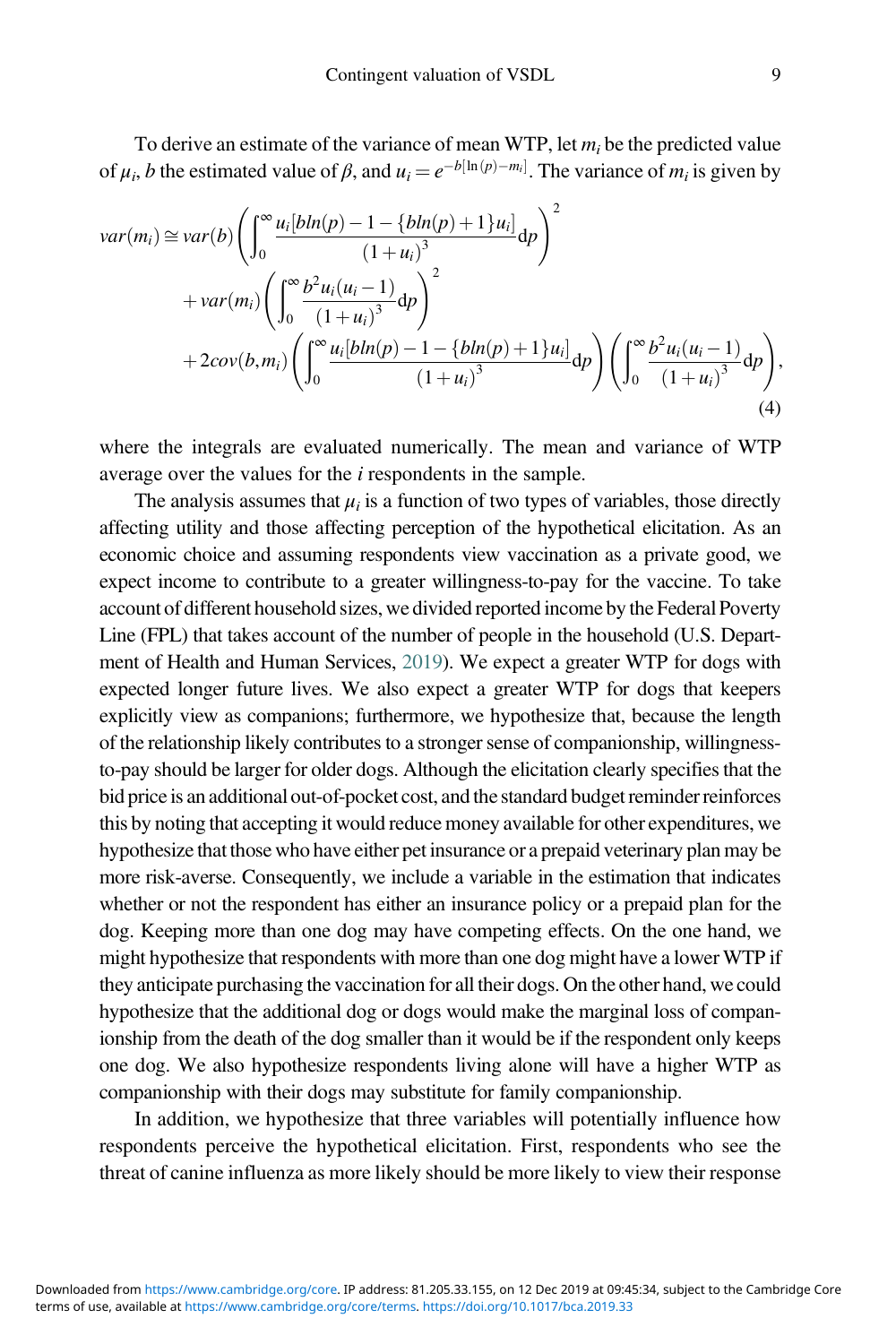To derive an estimate of the variance of mean WTP, let $m_i$ be the predicted value of $\mu_i$, $b$ the estimated value of $\beta$, and $u_i = e^{-b[\ln(p) - m_i]}$. The variance of $m_i$ is given by

$$
\begin{aligned}
var(m_i) \cong\ & var(b)\left(\int_0^{\infty} \frac{u_i[bln(p) - 1 - \{bln(p) + 1\}u_i]}{(1+u_i)^3} \mathrm{d}p\right)^2 \\
& + var(m_i)\left(\int_0^{\infty} \frac{b^2 u_i(u_i - 1)}{(1+u_i)^3} \mathrm{d}p\right)^2 \\
& + 2cov(b, m_i)\left(\int_0^{\infty} \frac{u_i[bln(p) - 1 - \{bln(p) + 1\}u_i]}{(1+u_i)^3} \mathrm{d}p\right)\left(\int_0^{\infty} \frac{b^2 u_i(u_i - 1)}{(1+u_i)^3} \mathrm{d}p\right),
\end{aligned}
\tag{4}
$$

where the integrals are evaluated numerically. The mean and variance of WTP average over the values for the $i$ respondents in the sample.

The analysis assumes that $\mu_i$ is a function of two types of variables, those directly affecting utility and those affecting perception of the hypothetical elicitation. As an economic choice and assuming respondents view vaccination as a private good, we expect income to contribute to a greater willingness-to-pay for the vaccine. To take account of different household sizes, we divided reported income by the Federal Poverty Line (FPL) that takes account of the number of people in the household (U.S. Department of Health and Human Services, 2019). We expect a greater WTP for dogs with expected longer future lives. We also expect a greater WTP for dogs that keepers explicitly view as companions; furthermore, we hypothesize that, because the length of the relationship likely contributes to a stronger sense of companionship, willingness-to-pay should be larger for older dogs. Although the elicitation clearly specifies that the bid price is an additional out-of-pocket cost, and the standard budget reminder reinforces this by noting that accepting it would reduce money available for other expenditures, we hypothesize that those who have either pet insurance or a prepaid veterinary plan may be more risk-averse. Consequently, we include a variable in the estimation that indicates whether or not the respondent has either an insurance policy or a prepaid plan for the dog. Keeping more than one dog may have competing effects. On the one hand, we might hypothesize that respondents with more than one dog might have a lower WTP if they anticipate purchasing the vaccination for all their dogs. On the other hand, we could hypothesize that the additional dog or dogs would make the marginal loss of companionship from the death of the dog smaller than it would be if the respondent only keeps one dog. We also hypothesize respondents living alone will have a higher WTP as companionship with their dogs may substitute for family companionship.

In addition, we hypothesize that three variables will potentially influence how respondents perceive the hypothetical elicitation. First, respondents who see the threat of canine influenza as more likely should be more likely to view their response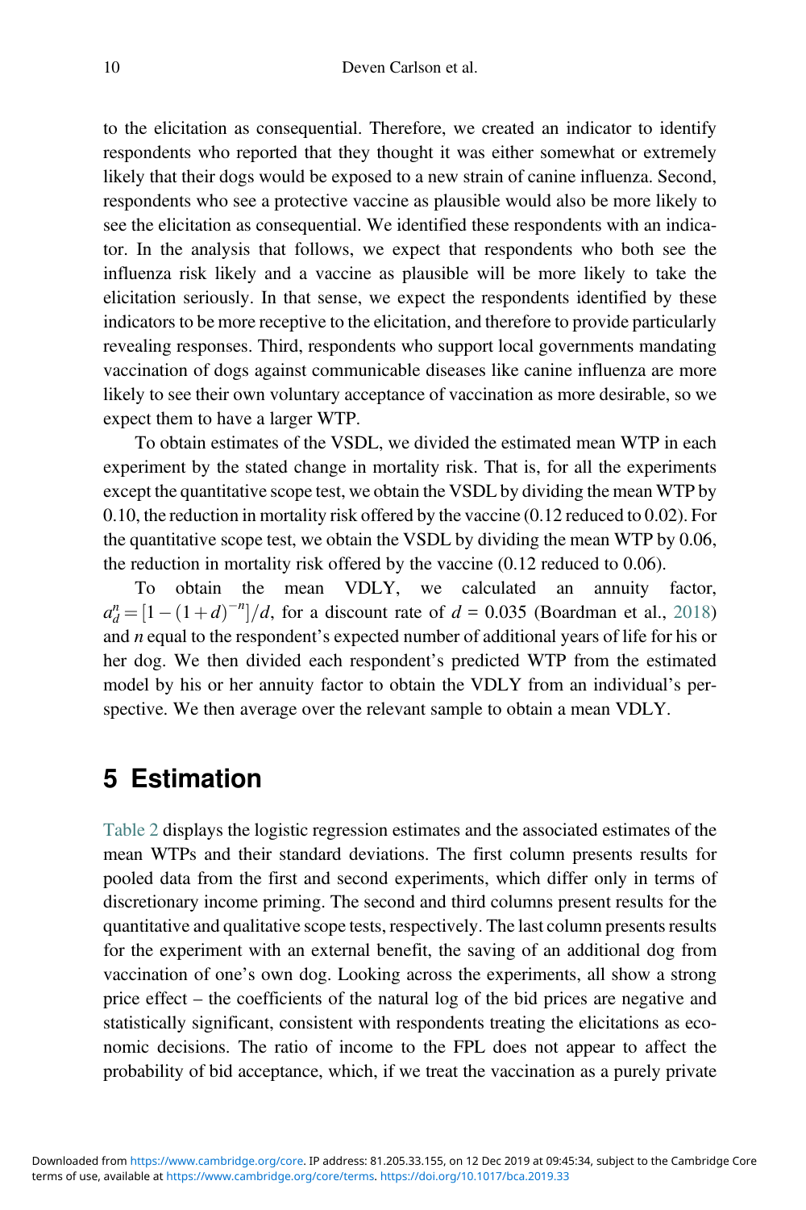to the elicitation as consequential. Therefore, we created an indicator to identify respondents who reported that they thought it was either somewhat or extremely likely that their dogs would be exposed to a new strain of canine influenza. Second, respondents who see a protective vaccine as plausible would also be more likely to see the elicitation as consequential. We identified these respondents with an indicator. In the analysis that follows, we expect that respondents who both see the influenza risk likely and a vaccine as plausible will be more likely to take the elicitation seriously. In that sense, we expect the respondents identified by these indicators to be more receptive to the elicitation, and therefore to provide particularly revealing responses. Third, respondents who support local governments mandating vaccination of dogs against communicable diseases like canine influenza are more likely to see their own voluntary acceptance of vaccination as more desirable, so we expect them to have a larger WTP.

To obtain estimates of the VSDL, we divided the estimated mean WTP in each experiment by the stated change in mortality risk. That is, for all the experiments except the quantitative scope test, we obtain the VSDL by dividing the mean WTP by 0.10, the reduction in mortality risk offered by the vaccine (0.12 reduced to 0.02). For the quantitative scope test, we obtain the VSDL by dividing the mean WTP by 0.06, the reduction in mortality risk offered by the vaccine (0.12 reduced to 0.06).

To obtain the mean VDLY, we calculated an annuity factor, $a_d^n = [1-(1+d)^{-n}]/d$, for a discount rate of $d = 0.035$ (Boardman et al., 2018) and $n$ equal to the respondent's expected number of additional years of life for his or her dog. We then divided each respondent's predicted WTP from the estimated model by his or her annuity factor to obtain the VDLY from an individual's perspective. We then average over the relevant sample to obtain a mean VDLY.

## 5 Estimation

Table 2 displays the logistic regression estimates and the associated estimates of the mean WTPs and their standard deviations. The first column presents results for pooled data from the first and second experiments, which differ only in terms of discretionary income priming. The second and third columns present results for the quantitative and qualitative scope tests, respectively. The last column presents results for the experiment with an external benefit, the saving of an additional dog from vaccination of one's own dog. Looking across the experiments, all show a strong price effect – the coefficients of the natural log of the bid prices are negative and statistically significant, consistent with respondents treating the elicitations as economic decisions. The ratio of income to the FPL does not appear to affect the probability of bid acceptance, which, if we treat the vaccination as a purely private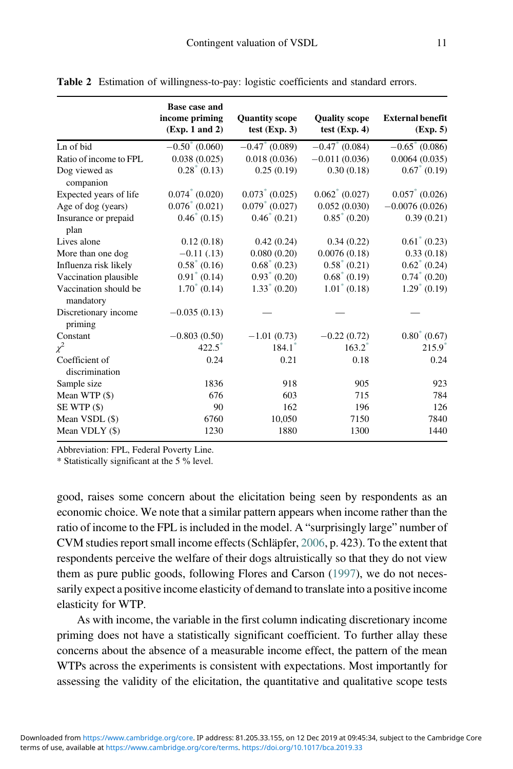**Table 2** Estimation of willingness-to-pay: logistic coefficients and standard errors.

| | Base case and income priming (Exp. 1 and 2) | Quantity scope test (Exp. 3) | Quality scope test (Exp. 4) | External benefit (Exp. 5) |
|---|---|---|---|---|
| Ln of bid | −0.50* (0.060) | −0.47* (0.089) | −0.47* (0.084) | −0.65* (0.086) |
| Ratio of income to FPL | 0.038 (0.025) | 0.018 (0.036) | −0.011 (0.036) | 0.0064 (0.035) |
| Dog viewed as companion | 0.28* (0.13) | 0.25 (0.19) | 0.30 (0.18) | 0.67* (0.19) |
| Expected years of life | 0.074* (0.020) | 0.073* (0.025) | 0.062* (0.027) | 0.057* (0.026) |
| Age of dog (years) | 0.076* (0.021) | 0.079* (0.027) | 0.052 (0.030) | −0.0076 (0.026) |
| Insurance or prepaid plan | 0.46* (0.15) | 0.46* (0.21) | 0.85* (0.20) | 0.39 (0.21) |
| Lives alone | 0.12 (0.18) | 0.42 (0.24) | 0.34 (0.22) | 0.61* (0.23) |
| More than one dog | −0.11 (.13) | 0.080 (0.20) | 0.0076 (0.18) | 0.33 (0.18) |
| Influenza risk likely | 0.58* (0.16) | 0.68* (0.23) | 0.58* (0.21) | 0.62* (0.24) |
| Vaccination plausible | 0.91* (0.14) | 0.93* (0.20) | 0.68* (0.19) | 0.74* (0.20) |
| Vaccination should be mandatory | 1.70* (0.14) | 1.33* (0.20) | 1.01* (0.18) | 1.29* (0.19) |
| Discretionary income priming | −0.035 (0.13) | — | — | — |
| Constant | −0.803 (0.50) | −1.01 (0.73) | −0.22 (0.72) | 0.80* (0.67) |
| $\chi^2$ | 422.5* | 184.1* | 163.2* | 215.9* |
| Coefficient of discrimination | 0.24 | 0.21 | 0.18 | 0.24 |
| Sample size | 1836 | 918 | 905 | 923 |
| Mean WTP ($) | 676 | 603 | 715 | 784 |
| SE WTP ($) | 90 | 162 | 196 | 126 |
| Mean VSDL ($) | 6760 | 10,050 | 7150 | 7840 |
| Mean VDLY ($) | 1230 | 1880 | 1300 | 1440 |

Abbreviation: FPL, Federal Poverty Line.
* Statistically significant at the 5 % level.

good, raises some concern about the elicitation being seen by respondents as an economic choice. We note that a similar pattern appears when income rather than the ratio of income to the FPL is included in the model. A "surprisingly large" number of CVM studies report small income effects (Schläpfer, 2006, p. 423). To the extent that respondents perceive the welfare of their dogs altruistically so that they do not view them as pure public goods, following Flores and Carson (1997), we do not necessarily expect a positive income elasticity of demand to translate into a positive income elasticity for WTP.

As with income, the variable in the first column indicating discretionary income priming does not have a statistically significant coefficient. To further allay these concerns about the absence of a measurable income effect, the pattern of the mean WTPs across the experiments is consistent with expectations. Most importantly for assessing the validity of the elicitation, the quantitative and qualitative scope tests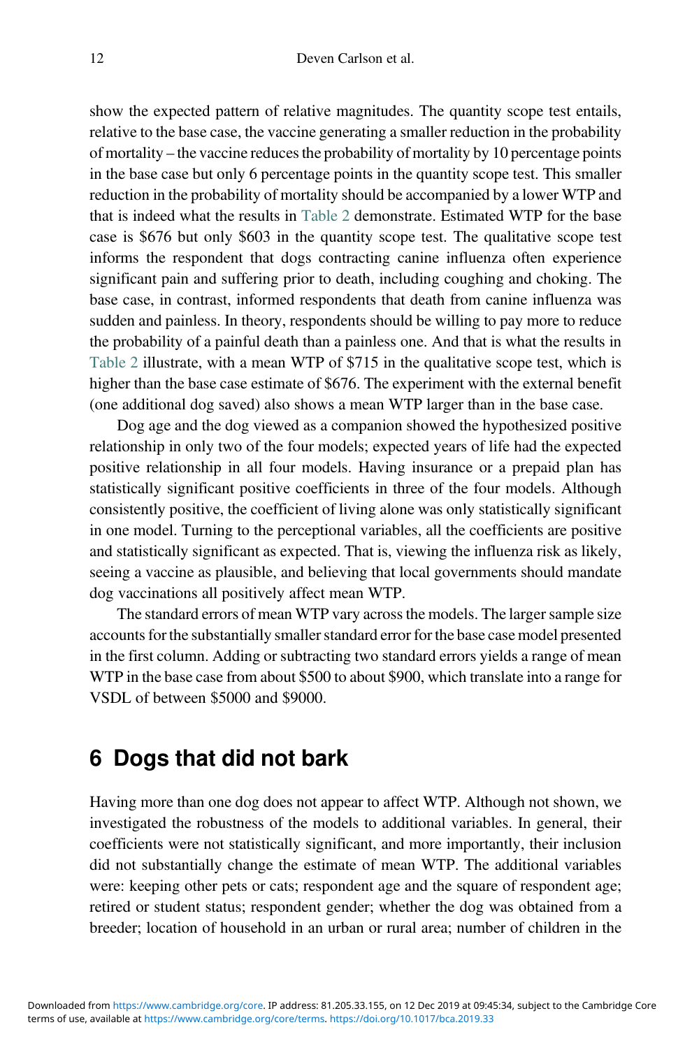show the expected pattern of relative magnitudes. The quantity scope test entails, relative to the base case, the vaccine generating a smaller reduction in the probability of mortality – the vaccine reduces the probability of mortality by 10 percentage points in the base case but only 6 percentage points in the quantity scope test. This smaller reduction in the probability of mortality should be accompanied by a lower WTP and that is indeed what the results in Table 2 demonstrate. Estimated WTP for the base case is $676 but only $603 in the quantity scope test. The qualitative scope test informs the respondent that dogs contracting canine influenza often experience significant pain and suffering prior to death, including coughing and choking. The base case, in contrast, informed respondents that death from canine influenza was sudden and painless. In theory, respondents should be willing to pay more to reduce the probability of a painful death than a painless one. And that is what the results in Table 2 illustrate, with a mean WTP of $715 in the qualitative scope test, which is higher than the base case estimate of $676. The experiment with the external benefit (one additional dog saved) also shows a mean WTP larger than in the base case.

Dog age and the dog viewed as a companion showed the hypothesized positive relationship in only two of the four models; expected years of life had the expected positive relationship in all four models. Having insurance or a prepaid plan has statistically significant positive coefficients in three of the four models. Although consistently positive, the coefficient of living alone was only statistically significant in one model. Turning to the perceptional variables, all the coefficients are positive and statistically significant as expected. That is, viewing the influenza risk as likely, seeing a vaccine as plausible, and believing that local governments should mandate dog vaccinations all positively affect mean WTP.

The standard errors of mean WTP vary across the models. The larger sample size accounts for the substantially smaller standard error for the base case model presented in the first column. Adding or subtracting two standard errors yields a range of mean WTP in the base case from about $500 to about $900, which translate into a range for VSDL of between $5000 and $9000.

## 6 Dogs that did not bark

Having more than one dog does not appear to affect WTP. Although not shown, we investigated the robustness of the models to additional variables. In general, their coefficients were not statistically significant, and more importantly, their inclusion did not substantially change the estimate of mean WTP. The additional variables were: keeping other pets or cats; respondent age and the square of respondent age; retired or student status; respondent gender; whether the dog was obtained from a breeder; location of household in an urban or rural area; number of children in the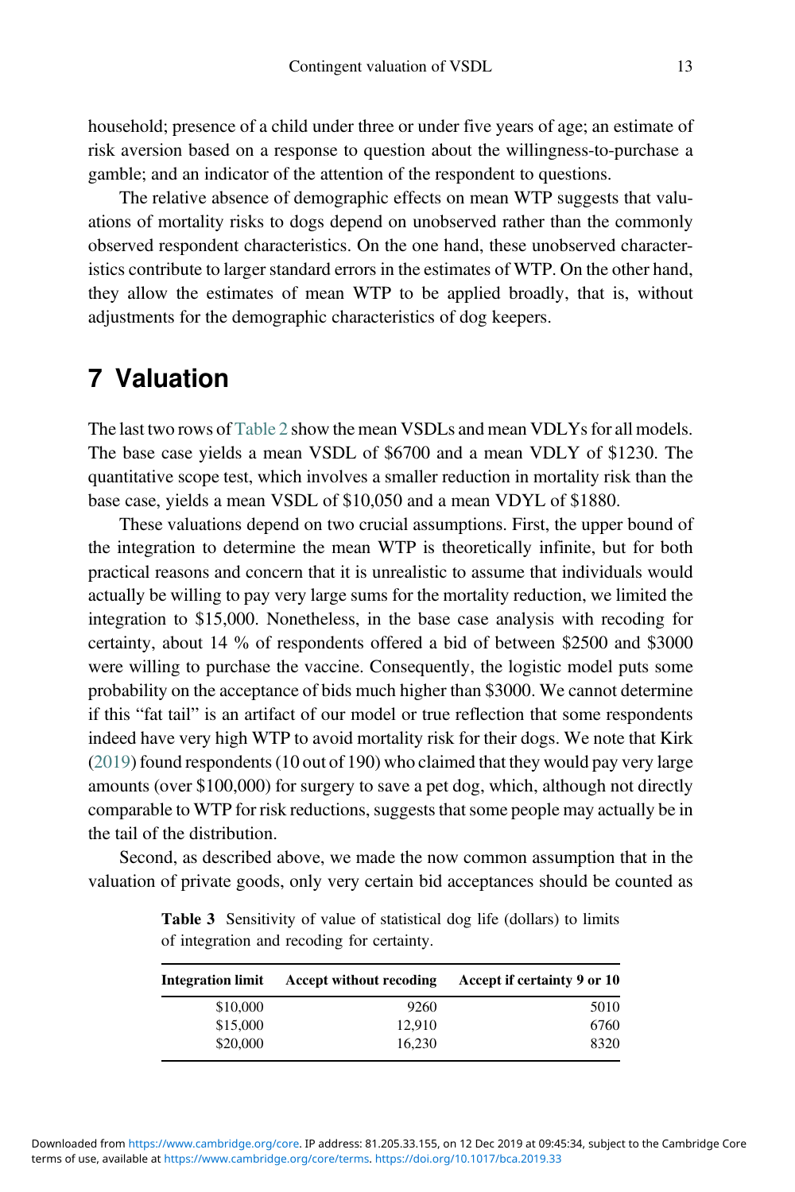household; presence of a child under three or under five years of age; an estimate of risk aversion based on a response to question about the willingness-to-purchase a gamble; and an indicator of the attention of the respondent to questions.

The relative absence of demographic effects on mean WTP suggests that valuations of mortality risks to dogs depend on unobserved rather than the commonly observed respondent characteristics. On the one hand, these unobserved characteristics contribute to larger standard errors in the estimates of WTP. On the other hand, they allow the estimates of mean WTP to be applied broadly, that is, without adjustments for the demographic characteristics of dog keepers.

# 7 Valuation

The last two rows of Table 2 show the mean VSDLs and mean VDLYs for all models. The base case yields a mean VSDL of $6700 and a mean VDLY of $1230. The quantitative scope test, which involves a smaller reduction in mortality risk than the base case, yields a mean VSDL of $10,050 and a mean VDYL of $1880.

These valuations depend on two crucial assumptions. First, the upper bound of the integration to determine the mean WTP is theoretically infinite, but for both practical reasons and concern that it is unrealistic to assume that individuals would actually be willing to pay very large sums for the mortality reduction, we limited the integration to $15,000. Nonetheless, in the base case analysis with recoding for certainty, about 14 % of respondents offered a bid of between $2500 and $3000 were willing to purchase the vaccine. Consequently, the logistic model puts some probability on the acceptance of bids much higher than $3000. We cannot determine if this "fat tail" is an artifact of our model or true reflection that some respondents indeed have very high WTP to avoid mortality risk for their dogs. We note that Kirk (2019) found respondents (10 out of 190) who claimed that they would pay very large amounts (over $100,000) for surgery to save a pet dog, which, although not directly comparable to WTP for risk reductions, suggests that some people may actually be in the tail of the distribution.

Second, as described above, we made the now common assumption that in the valuation of private goods, only very certain bid acceptances should be counted as

**Table 3** Sensitivity of value of statistical dog life (dollars) to limits of integration and recoding for certainty.

| Integration limit | Accept without recoding | Accept if certainty 9 or 10 |
|---|---|---|
| $10,000 | 9260 | 5010 |
| $15,000 | 12,910 | 6760 |
| $20,000 | 16,230 | 8320 |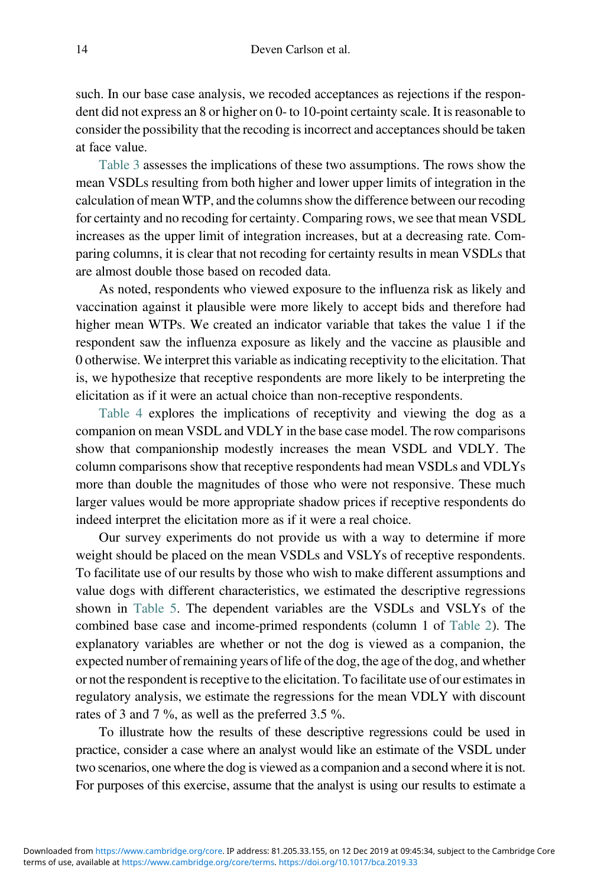such. In our base case analysis, we recoded acceptances as rejections if the respondent did not express an 8 or higher on 0- to 10-point certainty scale. It is reasonable to consider the possibility that the recoding is incorrect and acceptances should be taken at face value.

Table 3 assesses the implications of these two assumptions. The rows show the mean VSDLs resulting from both higher and lower upper limits of integration in the calculation of mean WTP, and the columns show the difference between our recoding for certainty and no recoding for certainty. Comparing rows, we see that mean VSDL increases as the upper limit of integration increases, but at a decreasing rate. Comparing columns, it is clear that not recoding for certainty results in mean VSDLs that are almost double those based on recoded data.

As noted, respondents who viewed exposure to the influenza risk as likely and vaccination against it plausible were more likely to accept bids and therefore had higher mean WTPs. We created an indicator variable that takes the value 1 if the respondent saw the influenza exposure as likely and the vaccine as plausible and 0 otherwise. We interpret this variable as indicating receptivity to the elicitation. That is, we hypothesize that receptive respondents are more likely to be interpreting the elicitation as if it were an actual choice than non-receptive respondents.

Table 4 explores the implications of receptivity and viewing the dog as a companion on mean VSDL and VDLY in the base case model. The row comparisons show that companionship modestly increases the mean VSDL and VDLY. The column comparisons show that receptive respondents had mean VSDLs and VDLYs more than double the magnitudes of those who were not responsive. These much larger values would be more appropriate shadow prices if receptive respondents do indeed interpret the elicitation more as if it were a real choice.

Our survey experiments do not provide us with a way to determine if more weight should be placed on the mean VSDLs and VSLYs of receptive respondents. To facilitate use of our results by those who wish to make different assumptions and value dogs with different characteristics, we estimated the descriptive regressions shown in Table 5. The dependent variables are the VSDLs and VSLYs of the combined base case and income-primed respondents (column 1 of Table 2). The explanatory variables are whether or not the dog is viewed as a companion, the expected number of remaining years of life of the dog, the age of the dog, and whether or not the respondent is receptive to the elicitation. To facilitate use of our estimates in regulatory analysis, we estimate the regressions for the mean VDLY with discount rates of 3 and 7 %, as well as the preferred 3.5 %.

To illustrate how the results of these descriptive regressions could be used in practice, consider a case where an analyst would like an estimate of the VSDL under two scenarios, one where the dog is viewed as a companion and a second where it is not. For purposes of this exercise, assume that the analyst is using our results to estimate a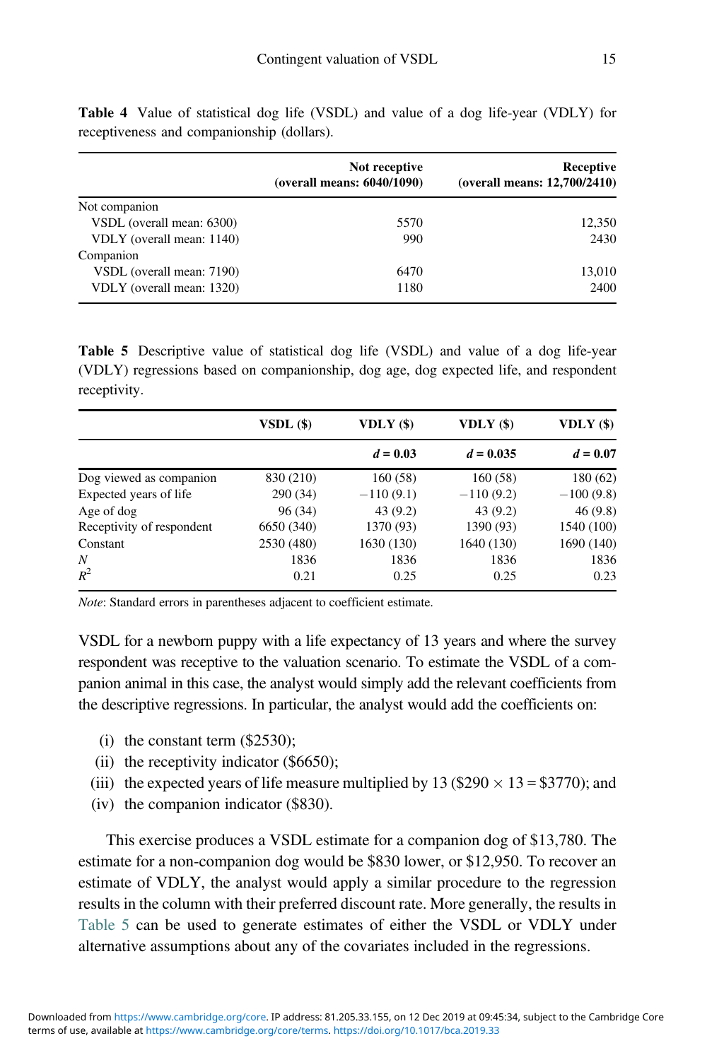**Table 4** Value of statistical dog life (VSDL) and value of a dog life-year (VDLY) for receptiveness and companionship (dollars).

| | Not receptive (overall means: 6040/1090) | Receptive (overall means: 12,700/2410) |
|---|---|---|
| Not companion | | |
| VSDL (overall mean: 6300) | 5570 | 12,350 |
| VDLY (overall mean: 1140) | 990 | 2430 |
| Companion | | |
| VSDL (overall mean: 7190) | 6470 | 13,010 |
| VDLY (overall mean: 1320) | 1180 | 2400 |

**Table 5** Descriptive value of statistical dog life (VSDL) and value of a dog life-year (VDLY) regressions based on companionship, dog age, dog expected life, and respondent receptivity.

| | VSDL ($) | VDLY ($) | VDLY ($) | VDLY ($) |
|---|---|---|---|---|
| | | $d = 0.03$ | $d = 0.035$ | $d = 0.07$ |
| Dog viewed as companion | 830 (210) | 160 (58) | 160 (58) | 180 (62) |
| Expected years of life | 290 (34) | −110 (9.1) | −110 (9.2) | −100 (9.8) |
| Age of dog | 96 (34) | 43 (9.2) | 43 (9.2) | 46 (9.8) |
| Receptivity of respondent | 6650 (340) | 1370 (93) | 1390 (93) | 1540 (100) |
| Constant | 2530 (480) | 1630 (130) | 1640 (130) | 1690 (140) |
| $N$ | 1836 | 1836 | 1836 | 1836 |
| $R^2$ | 0.21 | 0.25 | 0.25 | 0.23 |

*Note*: Standard errors in parentheses adjacent to coefficient estimate.

VSDL for a newborn puppy with a life expectancy of 13 years and where the survey respondent was receptive to the valuation scenario. To estimate the VSDL of a companion animal in this case, the analyst would simply add the relevant coefficients from the descriptive regressions. In particular, the analyst would add the coefficients on:

(i) the constant term ($2530);
(ii) the receptivity indicator ($6650);
(iii) the expected years of life measure multiplied by 13 ($\$290 \times 13 = \$3770$); and
(iv) the companion indicator ($830).

This exercise produces a VSDL estimate for a companion dog of $13,780. The estimate for a non-companion dog would be $830 lower, or $12,950. To recover an estimate of VDLY, the analyst would apply a similar procedure to the regression results in the column with their preferred discount rate. More generally, the results in Table 5 can be used to generate estimates of either the VSDL or VDLY under alternative assumptions about any of the covariates included in the regressions.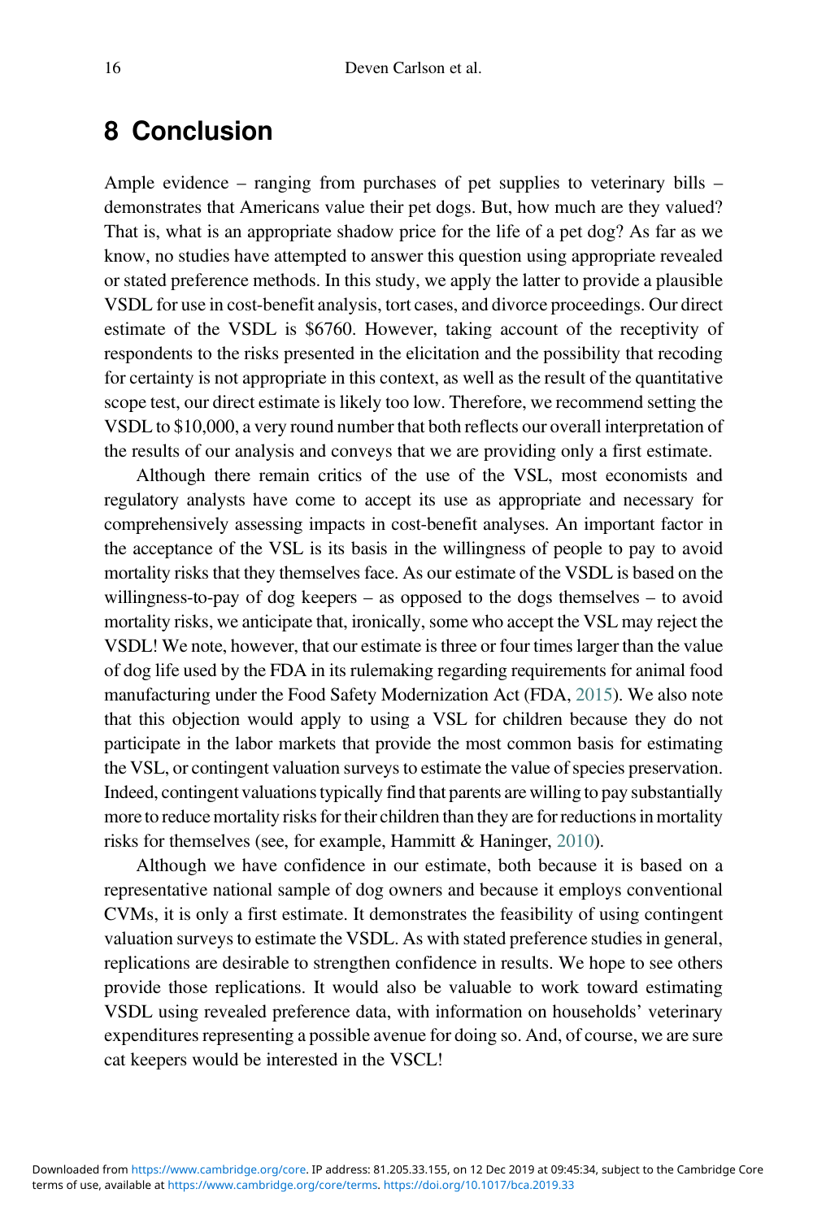## 8 Conclusion

Ample evidence – ranging from purchases of pet supplies to veterinary bills – demonstrates that Americans value their pet dogs. But, how much are they valued? That is, what is an appropriate shadow price for the life of a pet dog? As far as we know, no studies have attempted to answer this question using appropriate revealed or stated preference methods. In this study, we apply the latter to provide a plausible VSDL for use in cost-benefit analysis, tort cases, and divorce proceedings. Our direct estimate of the VSDL is $6760. However, taking account of the receptivity of respondents to the risks presented in the elicitation and the possibility that recoding for certainty is not appropriate in this context, as well as the result of the quantitative scope test, our direct estimate is likely too low. Therefore, we recommend setting the VSDL to $10,000, a very round number that both reflects our overall interpretation of the results of our analysis and conveys that we are providing only a first estimate.

Although there remain critics of the use of the VSL, most economists and regulatory analysts have come to accept its use as appropriate and necessary for comprehensively assessing impacts in cost-benefit analyses. An important factor in the acceptance of the VSL is its basis in the willingness of people to pay to avoid mortality risks that they themselves face. As our estimate of the VSDL is based on the willingness-to-pay of dog keepers – as opposed to the dogs themselves – to avoid mortality risks, we anticipate that, ironically, some who accept the VSL may reject the VSDL! We note, however, that our estimate is three or four times larger than the value of dog life used by the FDA in its rulemaking regarding requirements for animal food manufacturing under the Food Safety Modernization Act (FDA, 2015). We also note that this objection would apply to using a VSL for children because they do not participate in the labor markets that provide the most common basis for estimating the VSL, or contingent valuation surveys to estimate the value of species preservation. Indeed, contingent valuations typically find that parents are willing to pay substantially more to reduce mortality risks for their children than they are for reductions in mortality risks for themselves (see, for example, Hammitt & Haninger, 2010).

Although we have confidence in our estimate, both because it is based on a representative national sample of dog owners and because it employs conventional CVMs, it is only a first estimate. It demonstrates the feasibility of using contingent valuation surveys to estimate the VSDL. As with stated preference studies in general, replications are desirable to strengthen confidence in results. We hope to see others provide those replications. It would also be valuable to work toward estimating VSDL using revealed preference data, with information on households' veterinary expenditures representing a possible avenue for doing so. And, of course, we are sure cat keepers would be interested in the VSCL!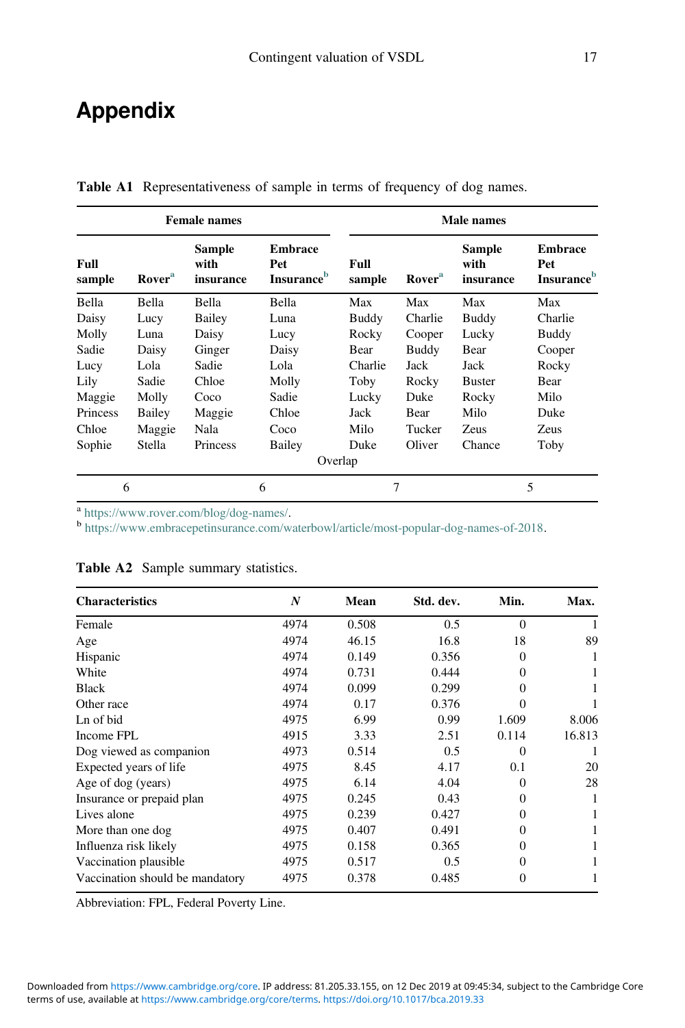# Appendix

**Table A1** Representativeness of sample in terms of frequency of dog names.

| Female names | | | | Male names | | | |
|---|---|---|---|---|---|---|---|
| Full sample | Rover[a] | Sample with insurance | Embrace Pet Insurance[b] | Full sample | Rover[a] | Sample with insurance | Embrace Pet Insurance[b] |
| Bella | Bella | Bella | Bella | Max | Max | Max | Max |
| Daisy | Lucy | Bailey | Luna | Buddy | Charlie | Buddy | Charlie |
| Molly | Luna | Daisy | Lucy | Rocky | Cooper | Lucky | Buddy |
| Sadie | Daisy | Ginger | Daisy | Bear | Buddy | Bear | Cooper |
| Lucy | Lola | Sadie | Lola | Charlie | Jack | Jack | Rocky |
| Lily | Sadie | Chloe | Molly | Toby | Rocky | Buster | Bear |
| Maggie | Molly | Coco | Sadie | Lucky | Duke | Rocky | Milo |
| Princess | Bailey | Maggie | Chloe | Jack | Bear | Milo | Duke |
| Chloe | Maggie | Nala | Coco | Milo | Tucker | Zeus | Zeus |
| Sophie | Stella | Princess | Bailey | Duke | Oliver | Chance | Toby |
| Overlap | | | | | | | |
| 6 | | 6 | | 7 | | 5 | |

[a] https://www.rover.com/blog/dog-names/.
[b] https://www.embracepetinsurance.com/waterbowl/article/most-popular-dog-names-of-2018.

**Table A2** Sample summary statistics.

| Characteristics | N | Mean | Std. dev. | Min. | Max. |
|---|---|---|---|---|---|
| Female | 4974 | 0.508 | 0.5 | 0 | 1 |
| Age | 4974 | 46.15 | 16.8 | 18 | 89 |
| Hispanic | 4974 | 0.149 | 0.356 | 0 | 1 |
| White | 4974 | 0.731 | 0.444 | 0 | 1 |
| Black | 4974 | 0.099 | 0.299 | 0 | 1 |
| Other race | 4974 | 0.17 | 0.376 | 0 | 1 |
| Ln of bid | 4975 | 6.99 | 0.99 | 1.609 | 8.006 |
| Income FPL | 4915 | 3.33 | 2.51 | 0.114 | 16.813 |
| Dog viewed as companion | 4973 | 0.514 | 0.5 | 0 | 1 |
| Expected years of life | 4975 | 8.45 | 4.17 | 0.1 | 20 |
| Age of dog (years) | 4975 | 6.14 | 4.04 | 0 | 28 |
| Insurance or prepaid plan | 4975 | 0.245 | 0.43 | 0 | 1 |
| Lives alone | 4975 | 0.239 | 0.427 | 0 | 1 |
| More than one dog | 4975 | 0.407 | 0.491 | 0 | 1 |
| Influenza risk likely | 4975 | 0.158 | 0.365 | 0 | 1 |
| Vaccination plausible | 4975 | 0.517 | 0.5 | 0 | 1 |
| Vaccination should be mandatory | 4975 | 0.378 | 0.485 | 0 | 1 |

Abbreviation: FPL, Federal Poverty Line.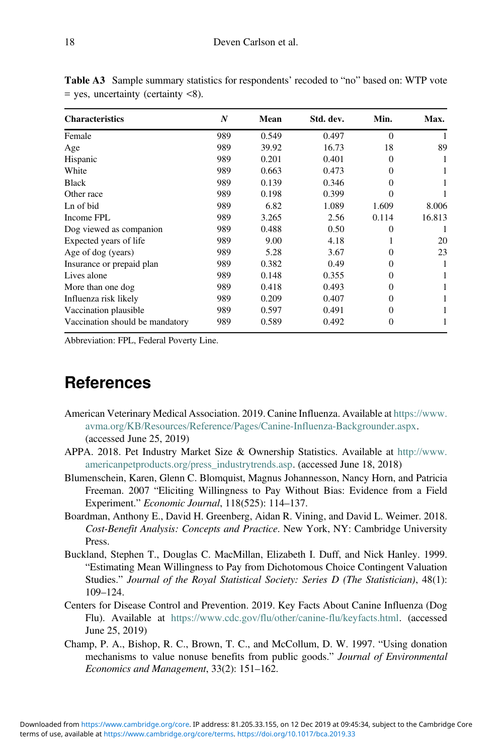**Table A3** Sample summary statistics for respondents' recoded to "no" based on: WTP vote = yes, uncertainty (certainty <8).

| Characteristics | *N* | Mean | Std. dev. | Min. | Max. |
|---|---|---|---|---|---|
| Female | 989 | 0.549 | 0.497 | 0 | 1 |
| Age | 989 | 39.92 | 16.73 | 18 | 89 |
| Hispanic | 989 | 0.201 | 0.401 | 0 | 1 |
| White | 989 | 0.663 | 0.473 | 0 | 1 |
| Black | 989 | 0.139 | 0.346 | 0 | 1 |
| Other race | 989 | 0.198 | 0.399 | 0 | 1 |
| Ln of bid | 989 | 6.82 | 1.089 | 1.609 | 8.006 |
| Income FPL | 989 | 3.265 | 2.56 | 0.114 | 16.813 |
| Dog viewed as companion | 989 | 0.488 | 0.50 | 0 | 1 |
| Expected years of life | 989 | 9.00 | 4.18 | 1 | 20 |
| Age of dog (years) | 989 | 5.28 | 3.67 | 0 | 23 |
| Insurance or prepaid plan | 989 | 0.382 | 0.49 | 0 | 1 |
| Lives alone | 989 | 0.148 | 0.355 | 0 | 1 |
| More than one dog | 989 | 0.418 | 0.493 | 0 | 1 |
| Influenza risk likely | 989 | 0.209 | 0.407 | 0 | 1 |
| Vaccination plausible | 989 | 0.597 | 0.491 | 0 | 1 |
| Vaccination should be mandatory | 989 | 0.589 | 0.492 | 0 | 1 |

Abbreviation: FPL, Federal Poverty Line.

# References

American Veterinary Medical Association. 2019. Canine Influenza. Available at https://www.avma.org/KB/Resources/Reference/Pages/Canine-Influenza-Backgrounder.aspx. (accessed June 25, 2019)

APPA. 2018. Pet Industry Market Size & Ownership Statistics. Available at http://www.americanpetproducts.org/press_industrytrends.asp. (accessed June 18, 2018)

Blumenschein, Karen, Glenn C. Blomquist, Magnus Johannesson, Nancy Horn, and Patricia Freeman. 2007 "Eliciting Willingness to Pay Without Bias: Evidence from a Field Experiment." *Economic Journal*, 118(525): 114–137.

Boardman, Anthony E., David H. Greenberg, Aidan R. Vining, and David L. Weimer. 2018. *Cost-Benefit Analysis: Concepts and Practice*. New York, NY: Cambridge University Press.

Buckland, Stephen T., Douglas C. MacMillan, Elizabeth I. Duff, and Nick Hanley. 1999. "Estimating Mean Willingness to Pay from Dichotomous Choice Contingent Valuation Studies." *Journal of the Royal Statistical Society: Series D (The Statistician)*, 48(1): 109–124.

Centers for Disease Control and Prevention. 2019. Key Facts About Canine Influenza (Dog Flu). Available at https://www.cdc.gov/flu/other/canine-flu/keyfacts.html. (accessed June 25, 2019)

Champ, P. A., Bishop, R. C., Brown, T. C., and McCollum, D. W. 1997. "Using donation mechanisms to value nonuse benefits from public goods." *Journal of Environmental Economics and Management*, 33(2): 151–162.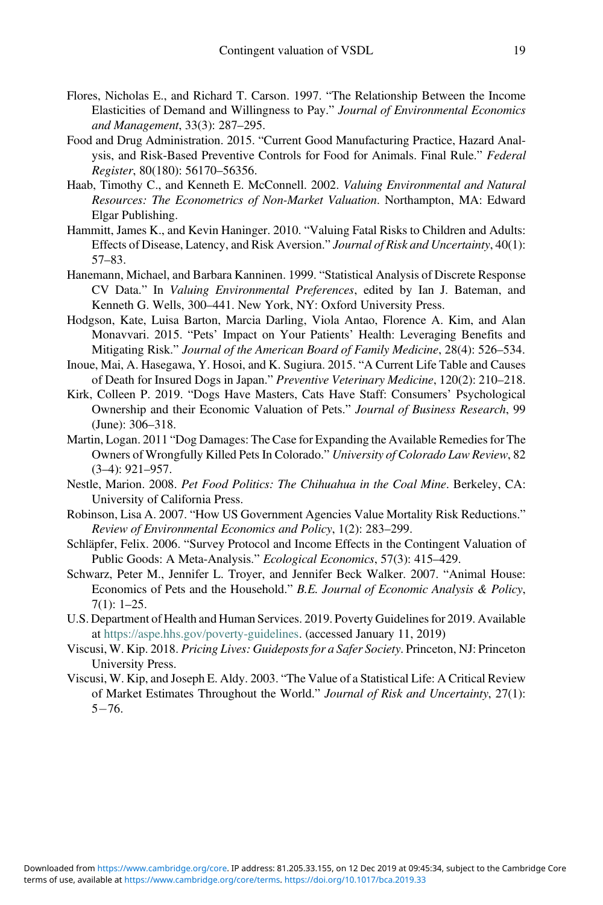Flores, Nicholas E., and Richard T. Carson. 1997. "The Relationship Between the Income Elasticities of Demand and Willingness to Pay." *Journal of Environmental Economics and Management*, 33(3): 287–295.

Food and Drug Administration. 2015. "Current Good Manufacturing Practice, Hazard Analysis, and Risk-Based Preventive Controls for Food for Animals. Final Rule." *Federal Register*, 80(180): 56170–56356.

Haab, Timothy C., and Kenneth E. McConnell. 2002. *Valuing Environmental and Natural Resources: The Econometrics of Non-Market Valuation*. Northampton, MA: Edward Elgar Publishing.

Hammitt, James K., and Kevin Haninger. 2010. "Valuing Fatal Risks to Children and Adults: Effects of Disease, Latency, and Risk Aversion." *Journal of Risk and Uncertainty*, 40(1): 57–83.

Hanemann, Michael, and Barbara Kanninen. 1999. "Statistical Analysis of Discrete Response CV Data." In *Valuing Environmental Preferences*, edited by Ian J. Bateman, and Kenneth G. Wells, 300–441. New York, NY: Oxford University Press.

Hodgson, Kate, Luisa Barton, Marcia Darling, Viola Antao, Florence A. Kim, and Alan Monavvari. 2015. "Pets' Impact on Your Patients' Health: Leveraging Benefits and Mitigating Risk." *Journal of the American Board of Family Medicine*, 28(4): 526–534.

Inoue, Mai, A. Hasegawa, Y. Hosoi, and K. Sugiura. 2015. "A Current Life Table and Causes of Death for Insured Dogs in Japan." *Preventive Veterinary Medicine*, 120(2): 210–218.

Kirk, Colleen P. 2019. "Dogs Have Masters, Cats Have Staff: Consumers' Psychological Ownership and their Economic Valuation of Pets." *Journal of Business Research*, 99 (June): 306–318.

Martin, Logan. 2011 "Dog Damages: The Case for Expanding the Available Remedies for The Owners of Wrongfully Killed Pets In Colorado." *University of Colorado Law Review*, 82 (3–4): 921–957.

Nestle, Marion. 2008. *Pet Food Politics: The Chihuahua in the Coal Mine*. Berkeley, CA: University of California Press.

Robinson, Lisa A. 2007. "How US Government Agencies Value Mortality Risk Reductions." *Review of Environmental Economics and Policy*, 1(2): 283–299.

Schläpfer, Felix. 2006. "Survey Protocol and Income Effects in the Contingent Valuation of Public Goods: A Meta-Analysis." *Ecological Economics*, 57(3): 415–429.

Schwarz, Peter M., Jennifer L. Troyer, and Jennifer Beck Walker. 2007. "Animal House: Economics of Pets and the Household." *B.E. Journal of Economic Analysis & Policy*, 7(1): 1–25.

U.S. Department of Health and Human Services. 2019. Poverty Guidelines for 2019. Available at https://aspe.hhs.gov/poverty-guidelines. (accessed January 11, 2019)

Viscusi, W. Kip. 2018. *Pricing Lives: Guideposts for a Safer Society*. Princeton, NJ: Princeton University Press.

Viscusi, W. Kip, and Joseph E. Aldy. 2003. "The Value of a Statistical Life: A Critical Review of Market Estimates Throughout the World." *Journal of Risk and Uncertainty*, 27(1): 5–76.